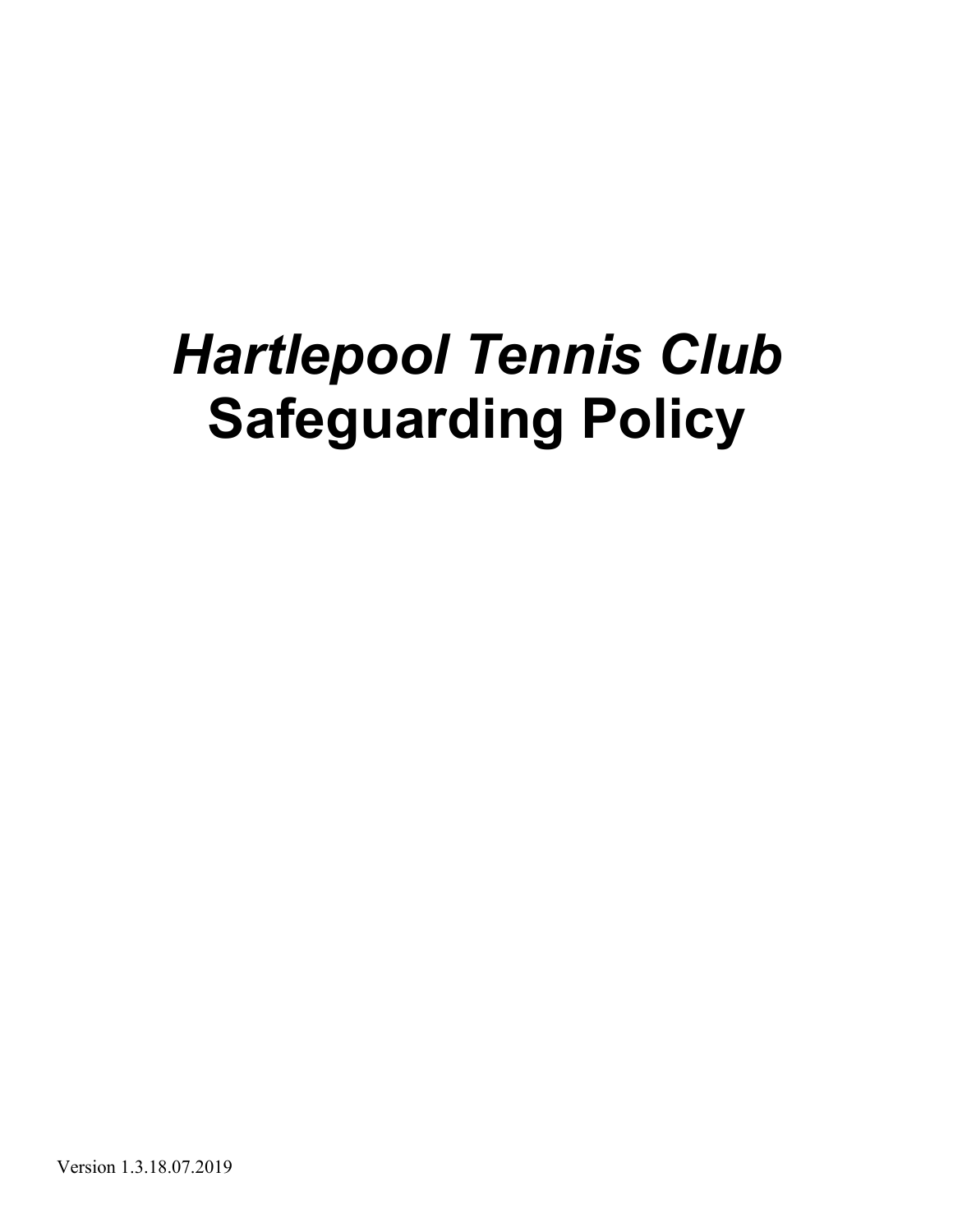# *Hartlepool Tennis Club*
# Safeguarding Policy

Version 1.3.18.07.2019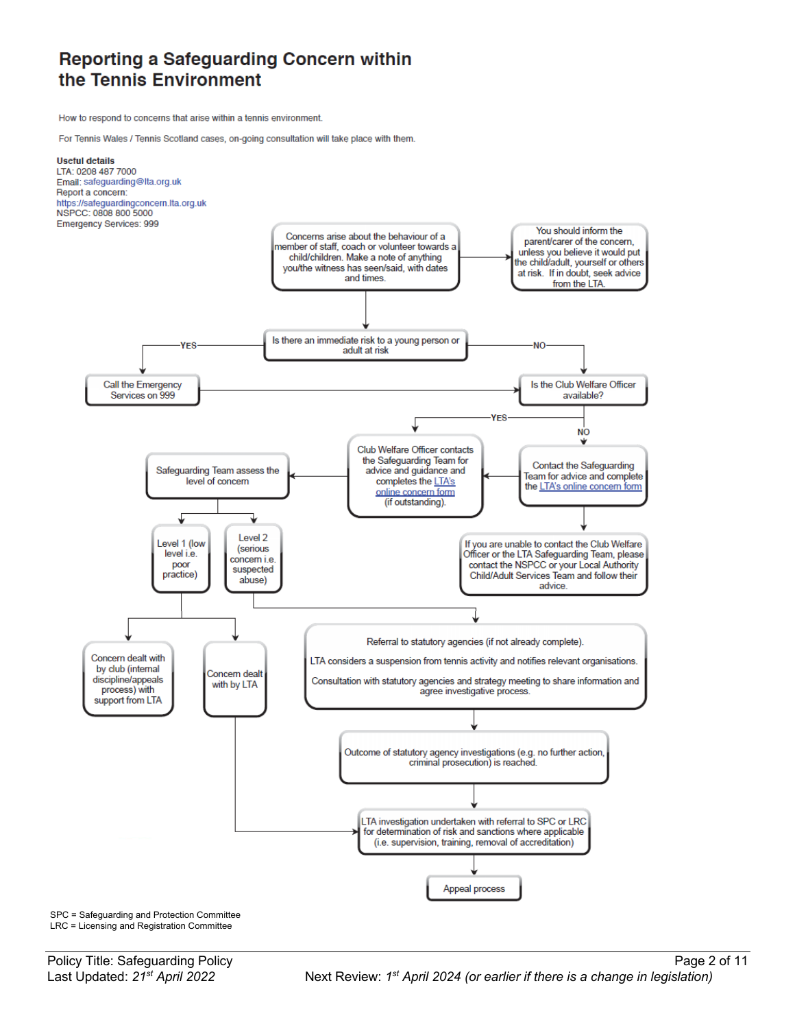# Reporting a Safeguarding Concern within the Tennis Environment

How to respond to concerns that arise within a tennis environment.

For Tennis Wales / Tennis Scotland cases, on-going consultation will take place with them.

**Useful details**
LTA: 0208 487 7000
Email: safeguarding@lta.org.uk
Report a concern:
https://safeguardingconcern.lta.org.uk
NSPCC: 0808 800 5000
Emergency Services: 999

Concerns arise about the behaviour of a member of staff, coach or volunteer towards a child/children. Make a note of anything you/the witness has seen/said, with dates and times.

→ You should inform the parent/carer of the concern, unless you believe it would put the child/adult, yourself or others at risk. If in doubt, seek advice from the LTA.

Is there an immediate risk to a young person or adult at risk

- YES → Call the Emergency Services on 999 → Is the Club Welfare Officer available?
- NO → Is the Club Welfare Officer available?

Is the Club Welfare Officer available?

- YES → Club Welfare Officer contacts the Safeguarding Team for advice and guidance and completes the LTA's online concern form (if outstanding).
- NO → Contact the Safeguarding Team for advice and complete the LTA's online concern form → Club Welfare Officer contacts the Safeguarding Team...
  - If you are unable to contact the Club Welfare Officer or the LTA Safeguarding Team, please contact the NSPCC or your Local Authority Child/Adult Services Team and follow their advice.

Safeguarding Team assess the level of concern

- Level 1 (low level i.e. poor practice)
  - Concern dealt with by club (internal discipline/appeals process) with support from LTA
  - Concern dealt with by LTA → LTA investigation undertaken with referral to SPC or LRC for determination of risk and sanctions where applicable (i.e. supervision, training, removal of accreditation)
- Level 2 (serious concern i.e. suspected abuse)
  - Referral to statutory agencies (if not already complete).
    LTA considers a suspension from tennis activity and notifies relevant organisations.
    Consultation with statutory agencies and strategy meeting to share information and agree investigative process.
  - → Outcome of statutory agency investigations (e.g. no further action, criminal prosecution) is reached.
  - → LTA investigation undertaken with referral to SPC or LRC for determination of risk and sanctions where applicable (i.e. supervision, training, removal of accreditation)
  - → Appeal process

SPC = Safeguarding and Protection Committee
LRC = Licensing and Registration Committee

Policy Title: Safeguarding Policy
Last Updated: *21st April 2022*
Next Review: *1st April 2024 (or earlier if there is a change in legislation)*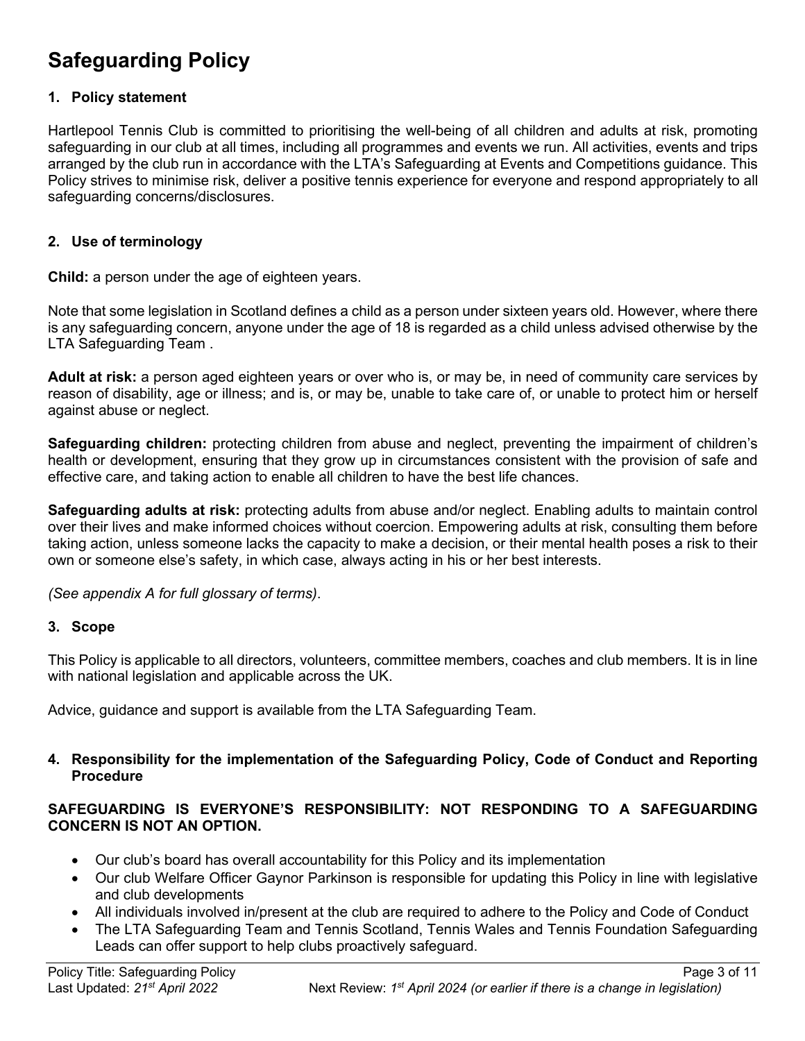# Safeguarding Policy

## 1. Policy statement

Hartlepool Tennis Club is committed to prioritising the well-being of all children and adults at risk, promoting safeguarding in our club at all times, including all programmes and events we run. All activities, events and trips arranged by the club run in accordance with the LTA's Safeguarding at Events and Competitions guidance. This Policy strives to minimise risk, deliver a positive tennis experience for everyone and respond appropriately to all safeguarding concerns/disclosures.

## 2. Use of terminology

**Child:** a person under the age of eighteen years.

Note that some legislation in Scotland defines a child as a person under sixteen years old. However, where there is any safeguarding concern, anyone under the age of 18 is regarded as a child unless advised otherwise by the LTA Safeguarding Team .

**Adult at risk:** a person aged eighteen years or over who is, or may be, in need of community care services by reason of disability, age or illness; and is, or may be, unable to take care of, or unable to protect him or herself against abuse or neglect.

**Safeguarding children:** protecting children from abuse and neglect, preventing the impairment of children's health or development, ensuring that they grow up in circumstances consistent with the provision of safe and effective care, and taking action to enable all children to have the best life chances.

**Safeguarding adults at risk:** protecting adults from abuse and/or neglect. Enabling adults to maintain control over their lives and make informed choices without coercion. Empowering adults at risk, consulting them before taking action, unless someone lacks the capacity to make a decision, or their mental health poses a risk to their own or someone else's safety, in which case, always acting in his or her best interests.

*(See appendix A for full glossary of terms)*.

## 3. Scope

This Policy is applicable to all directors, volunteers, committee members, coaches and club members. It is in line with national legislation and applicable across the UK.

Advice, guidance and support is available from the LTA Safeguarding Team.

## 4. Responsibility for the implementation of the Safeguarding Policy, Code of Conduct and Reporting Procedure

**SAFEGUARDING IS EVERYONE'S RESPONSIBILITY: NOT RESPONDING TO A SAFEGUARDING CONCERN IS NOT AN OPTION.**

- Our club's board has overall accountability for this Policy and its implementation
- Our club Welfare Officer Gaynor Parkinson is responsible for updating this Policy in line with legislative and club developments
- All individuals involved in/present at the club are required to adhere to the Policy and Code of Conduct
- The LTA Safeguarding Team and Tennis Scotland, Tennis Wales and Tennis Foundation Safeguarding Leads can offer support to help clubs proactively safeguard.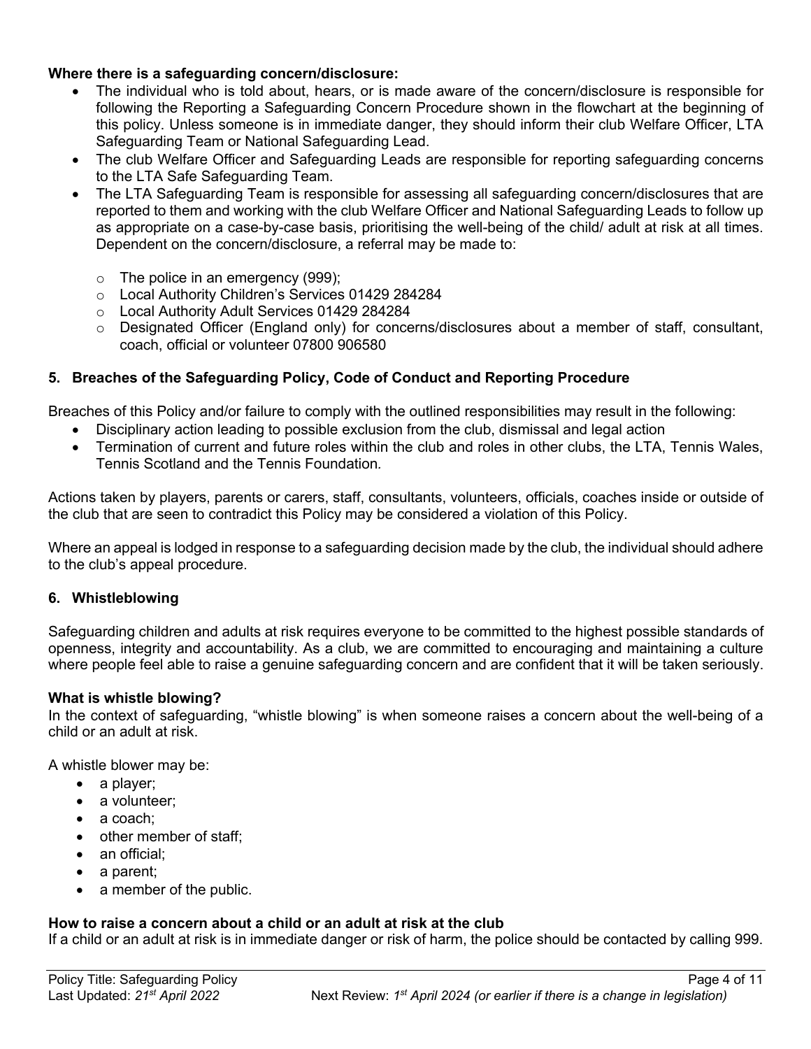**Where there is a safeguarding concern/disclosure:**

- The individual who is told about, hears, or is made aware of the concern/disclosure is responsible for following the Reporting a Safeguarding Concern Procedure shown in the flowchart at the beginning of this policy. Unless someone is in immediate danger, they should inform their club Welfare Officer, LTA Safeguarding Team or National Safeguarding Lead.
- The club Welfare Officer and Safeguarding Leads are responsible for reporting safeguarding concerns to the LTA Safe Safeguarding Team.
- The LTA Safeguarding Team is responsible for assessing all safeguarding concern/disclosures that are reported to them and working with the club Welfare Officer and National Safeguarding Leads to follow up as appropriate on a case-by-case basis, prioritising the well-being of the child/ adult at risk at all times. Dependent on the concern/disclosure, a referral may be made to:
  - The police in an emergency (999);
  - Local Authority Children's Services 01429 284284
  - Local Authority Adult Services 01429 284284
  - Designated Officer (England only) for concerns/disclosures about a member of staff, consultant, coach, official or volunteer 07800 906580

## 5. Breaches of the Safeguarding Policy, Code of Conduct and Reporting Procedure

Breaches of this Policy and/or failure to comply with the outlined responsibilities may result in the following:

- Disciplinary action leading to possible exclusion from the club, dismissal and legal action
- Termination of current and future roles within the club and roles in other clubs, the LTA, Tennis Wales, Tennis Scotland and the Tennis Foundation.

Actions taken by players, parents or carers, staff, consultants, volunteers, officials, coaches inside or outside of the club that are seen to contradict this Policy may be considered a violation of this Policy.

Where an appeal is lodged in response to a safeguarding decision made by the club, the individual should adhere to the club's appeal procedure.

## 6. Whistleblowing

Safeguarding children and adults at risk requires everyone to be committed to the highest possible standards of openness, integrity and accountability. As a club, we are committed to encouraging and maintaining a culture where people feel able to raise a genuine safeguarding concern and are confident that it will be taken seriously.

**What is whistle blowing?**

In the context of safeguarding, "whistle blowing" is when someone raises a concern about the well-being of a child or an adult at risk.

A whistle blower may be:

- a player;
- a volunteer;
- a coach;
- other member of staff;
- an official;
- a parent;
- a member of the public.

**How to raise a concern about a child or an adult at risk at the club**

If a child or an adult at risk is in immediate danger or risk of harm, the police should be contacted by calling 999.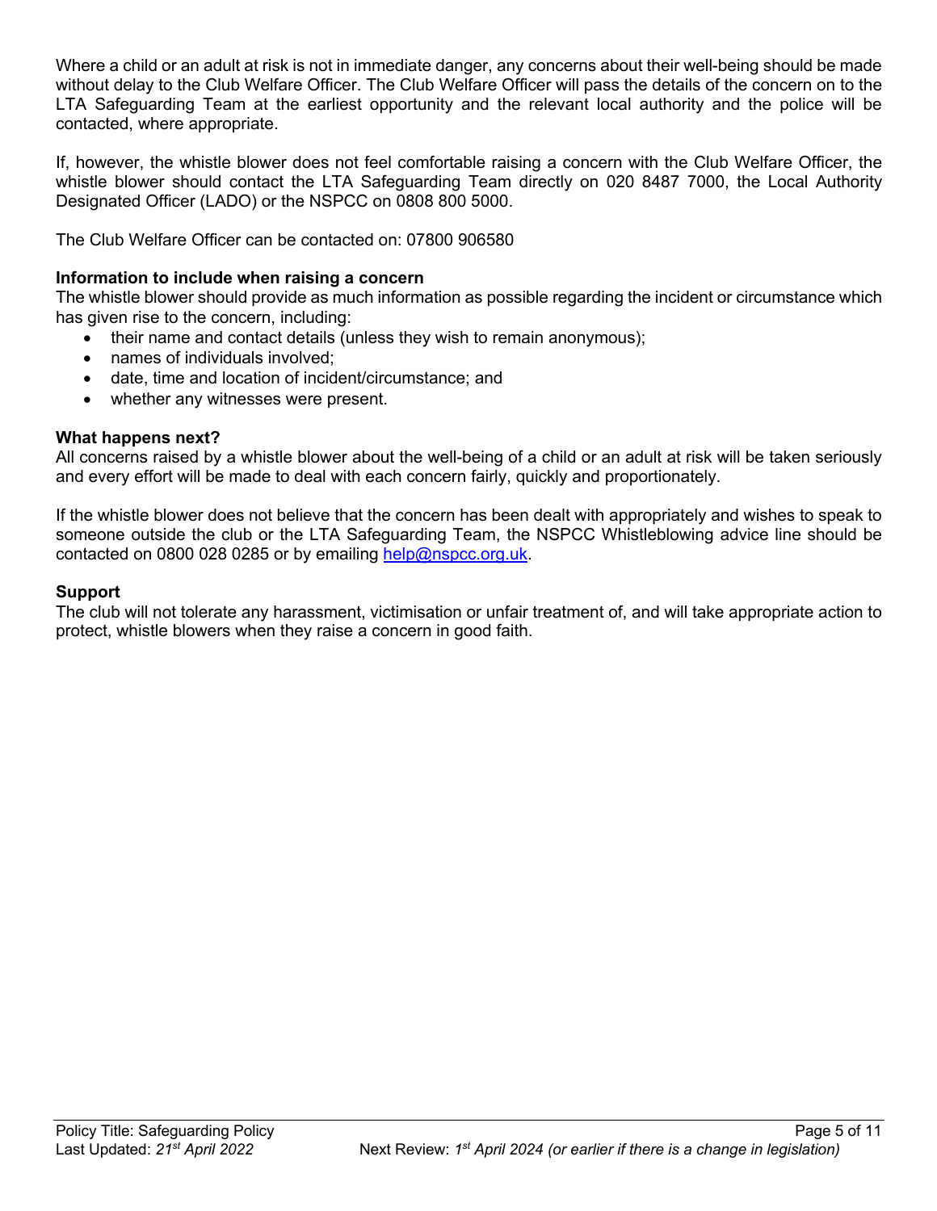Where a child or an adult at risk is not in immediate danger, any concerns about their well-being should be made without delay to the Club Welfare Officer. The Club Welfare Officer will pass the details of the concern on to the LTA Safeguarding Team at the earliest opportunity and the relevant local authority and the police will be contacted, where appropriate.

If, however, the whistle blower does not feel comfortable raising a concern with the Club Welfare Officer, the whistle blower should contact the LTA Safeguarding Team directly on 020 8487 7000, the Local Authority Designated Officer (LADO) or the NSPCC on 0808 800 5000.

The Club Welfare Officer can be contacted on: 07800 906580

**Information to include when raising a concern**

The whistle blower should provide as much information as possible regarding the incident or circumstance which has given rise to the concern, including:

- their name and contact details (unless they wish to remain anonymous);
- names of individuals involved;
- date, time and location of incident/circumstance; and
- whether any witnesses were present.

**What happens next?**

All concerns raised by a whistle blower about the well-being of a child or an adult at risk will be taken seriously and every effort will be made to deal with each concern fairly, quickly and proportionately.

If the whistle blower does not believe that the concern has been dealt with appropriately and wishes to speak to someone outside the club or the LTA Safeguarding Team, the NSPCC Whistleblowing advice line should be contacted on 0800 028 0285 or by emailing help@nspcc.org.uk.

**Support**

The club will not tolerate any harassment, victimisation or unfair treatment of, and will take appropriate action to protect, whistle blowers when they raise a concern in good faith.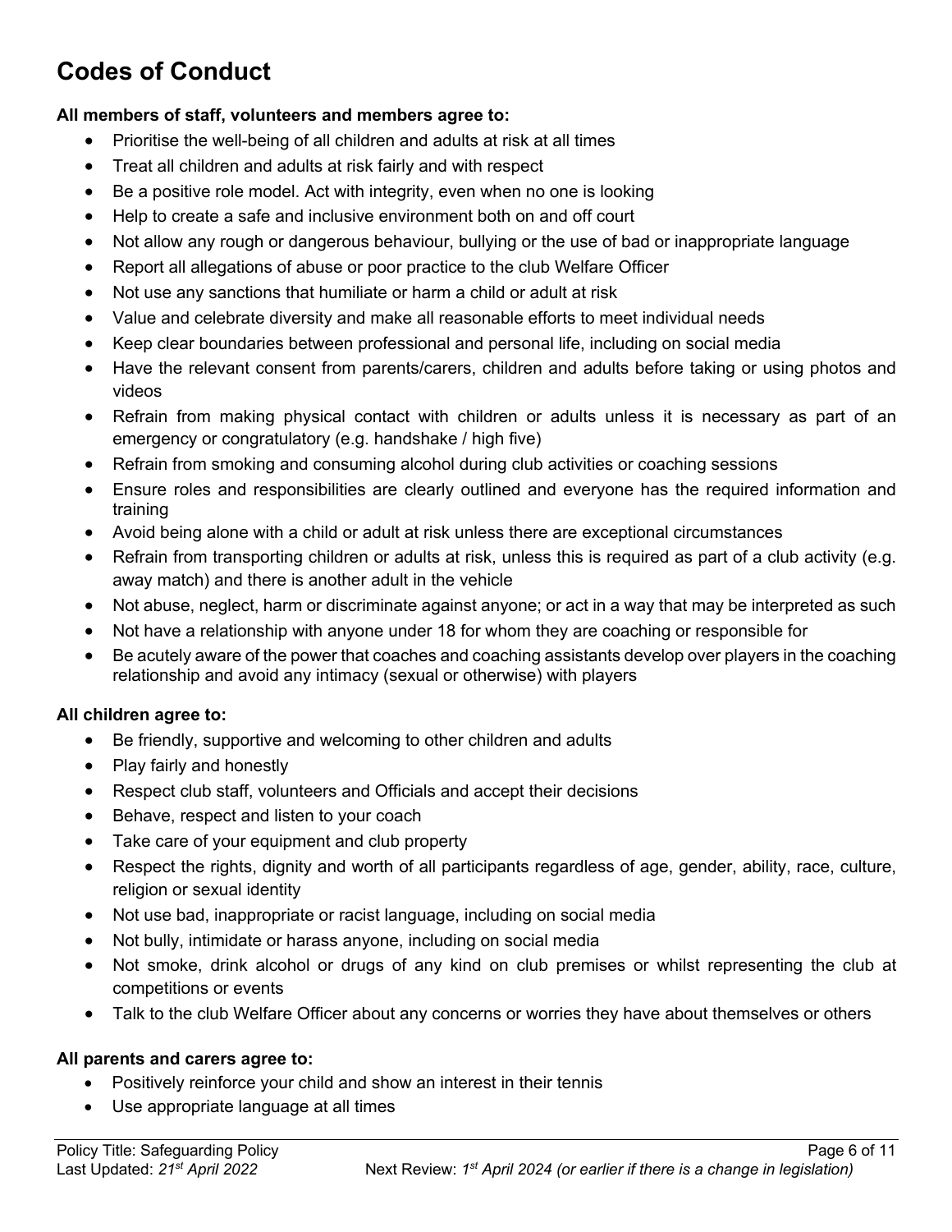## Codes of Conduct

**All members of staff, volunteers and members agree to:**

- Prioritise the well-being of all children and adults at risk at all times
- Treat all children and adults at risk fairly and with respect
- Be a positive role model. Act with integrity, even when no one is looking
- Help to create a safe and inclusive environment both on and off court
- Not allow any rough or dangerous behaviour, bullying or the use of bad or inappropriate language
- Report all allegations of abuse or poor practice to the club Welfare Officer
- Not use any sanctions that humiliate or harm a child or adult at risk
- Value and celebrate diversity and make all reasonable efforts to meet individual needs
- Keep clear boundaries between professional and personal life, including on social media
- Have the relevant consent from parents/carers, children and adults before taking or using photos and videos
- Refrain from making physical contact with children or adults unless it is necessary as part of an emergency or congratulatory (e.g. handshake / high five)
- Refrain from smoking and consuming alcohol during club activities or coaching sessions
- Ensure roles and responsibilities are clearly outlined and everyone has the required information and training
- Avoid being alone with a child or adult at risk unless there are exceptional circumstances
- Refrain from transporting children or adults at risk, unless this is required as part of a club activity (e.g. away match) and there is another adult in the vehicle
- Not abuse, neglect, harm or discriminate against anyone; or act in a way that may be interpreted as such
- Not have a relationship with anyone under 18 for whom they are coaching or responsible for
- Be acutely aware of the power that coaches and coaching assistants develop over players in the coaching relationship and avoid any intimacy (sexual or otherwise) with players

**All children agree to:**

- Be friendly, supportive and welcoming to other children and adults
- Play fairly and honestly
- Respect club staff, volunteers and Officials and accept their decisions
- Behave, respect and listen to your coach
- Take care of your equipment and club property
- Respect the rights, dignity and worth of all participants regardless of age, gender, ability, race, culture, religion or sexual identity
- Not use bad, inappropriate or racist language, including on social media
- Not bully, intimidate or harass anyone, including on social media
- Not smoke, drink alcohol or drugs of any kind on club premises or whilst representing the club at competitions or events
- Talk to the club Welfare Officer about any concerns or worries they have about themselves or others

**All parents and carers agree to:**

- Positively reinforce your child and show an interest in their tennis
- Use appropriate language at all times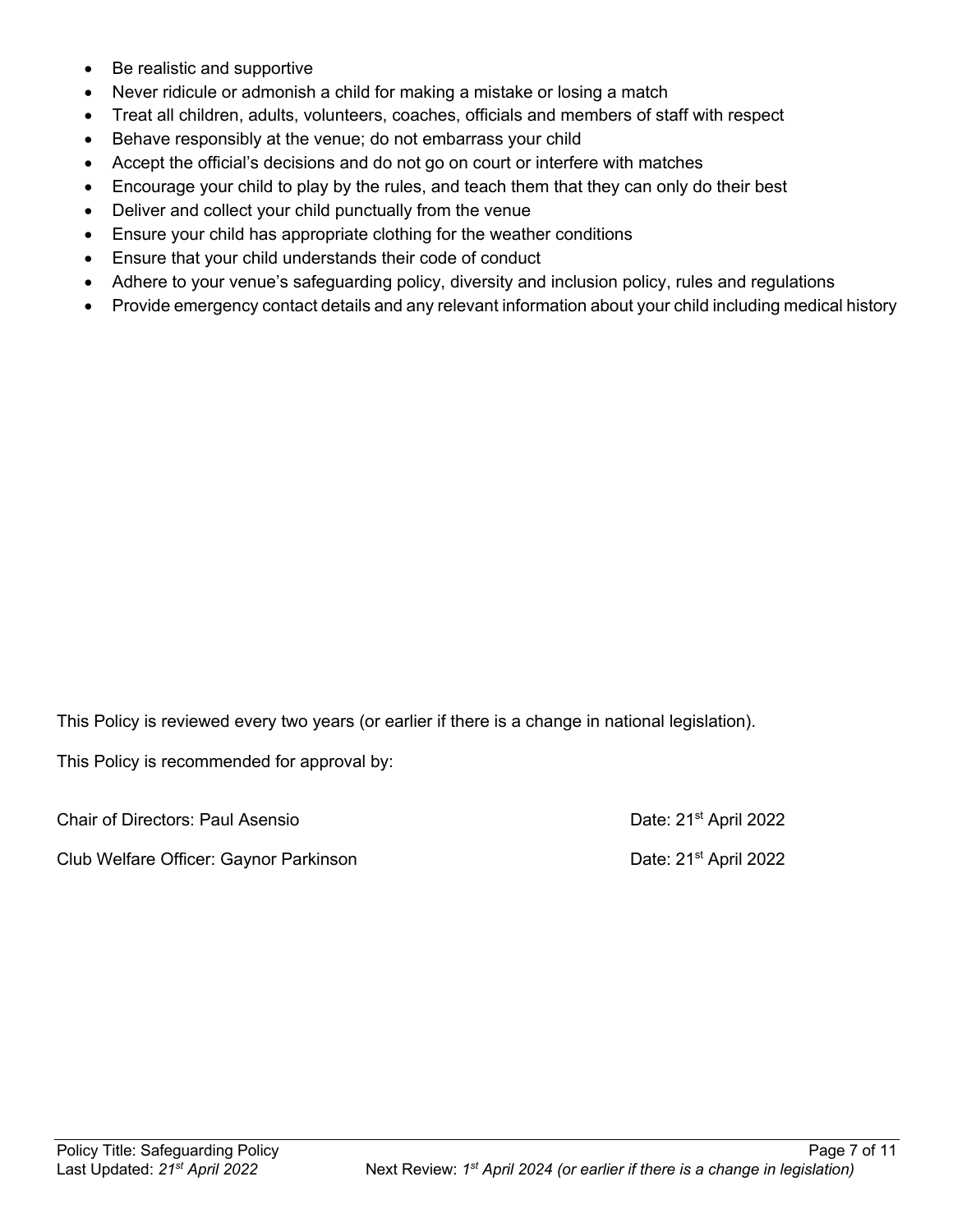- Be realistic and supportive
- Never ridicule or admonish a child for making a mistake or losing a match
- Treat all children, adults, volunteers, coaches, officials and members of staff with respect
- Behave responsibly at the venue; do not embarrass your child
- Accept the official's decisions and do not go on court or interfere with matches
- Encourage your child to play by the rules, and teach them that they can only do their best
- Deliver and collect your child punctually from the venue
- Ensure your child has appropriate clothing for the weather conditions
- Ensure that your child understands their code of conduct
- Adhere to your venue's safeguarding policy, diversity and inclusion policy, rules and regulations
- Provide emergency contact details and any relevant information about your child including medical history

This Policy is reviewed every two years (or earlier if there is a change in national legislation).

This Policy is recommended for approval by:

Chair of Directors: Paul Asensio — Date: 21st April 2022

Club Welfare Officer: Gaynor Parkinson — Date: 21st April 2022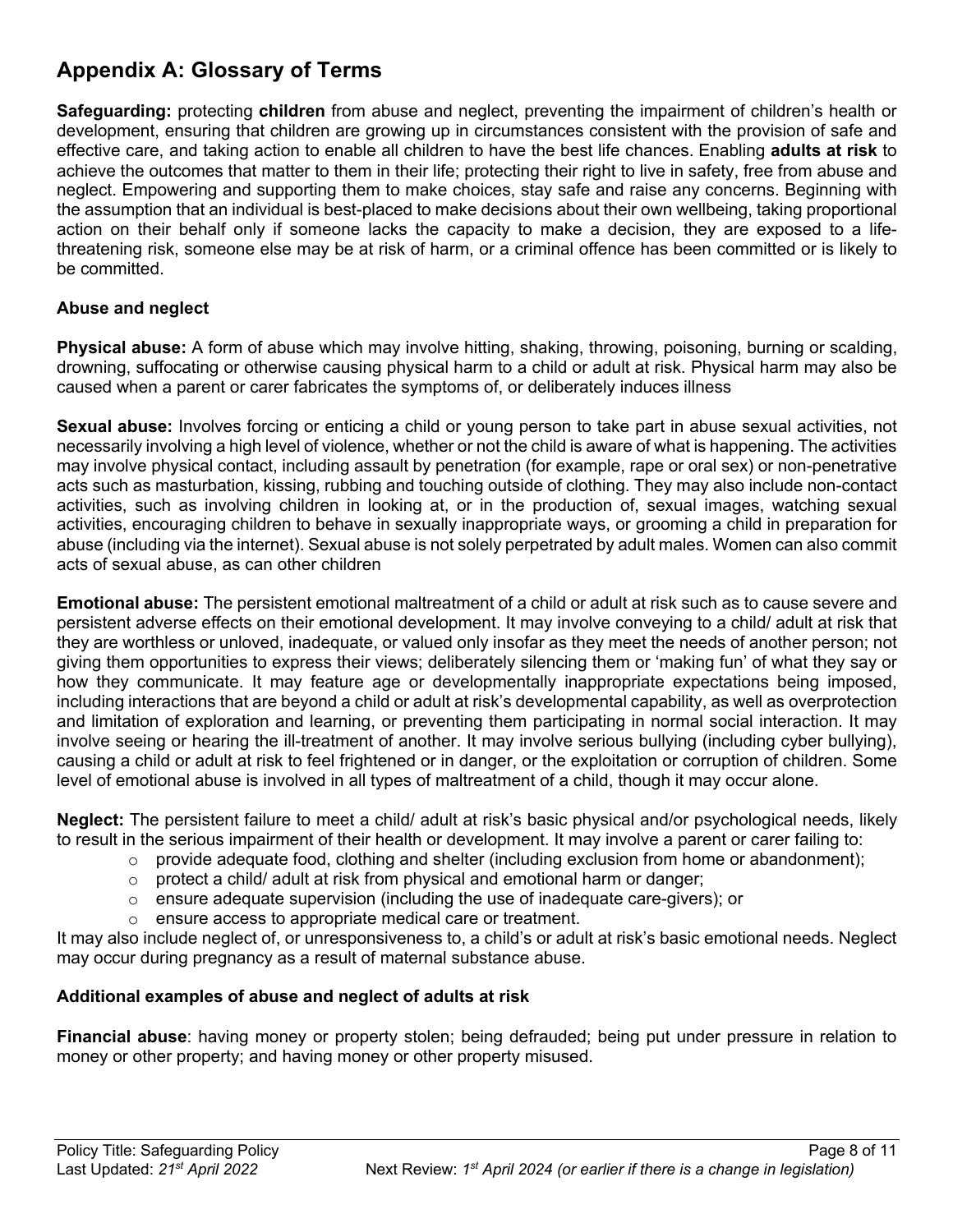## Appendix A: Glossary of Terms

**Safeguarding:** protecting **children** from abuse and neglect, preventing the impairment of children's health or development, ensuring that children are growing up in circumstances consistent with the provision of safe and effective care, and taking action to enable all children to have the best life chances. Enabling **adults at risk** to achieve the outcomes that matter to them in their life; protecting their right to live in safety, free from abuse and neglect. Empowering and supporting them to make choices, stay safe and raise any concerns. Beginning with the assumption that an individual is best-placed to make decisions about their own wellbeing, taking proportional action on their behalf only if someone lacks the capacity to make a decision, they are exposed to a life-threatening risk, someone else may be at risk of harm, or a criminal offence has been committed or is likely to be committed.

### Abuse and neglect

**Physical abuse:** A form of abuse which may involve hitting, shaking, throwing, poisoning, burning or scalding, drowning, suffocating or otherwise causing physical harm to a child or adult at risk. Physical harm may also be caused when a parent or carer fabricates the symptoms of, or deliberately induces illness

**Sexual abuse:** Involves forcing or enticing a child or young person to take part in abuse sexual activities, not necessarily involving a high level of violence, whether or not the child is aware of what is happening. The activities may involve physical contact, including assault by penetration (for example, rape or oral sex) or non-penetrative acts such as masturbation, kissing, rubbing and touching outside of clothing. They may also include non-contact activities, such as involving children in looking at, or in the production of, sexual images, watching sexual activities, encouraging children to behave in sexually inappropriate ways, or grooming a child in preparation for abuse (including via the internet). Sexual abuse is not solely perpetrated by adult males. Women can also commit acts of sexual abuse, as can other children

**Emotional abuse:** The persistent emotional maltreatment of a child or adult at risk such as to cause severe and persistent adverse effects on their emotional development. It may involve conveying to a child/ adult at risk that they are worthless or unloved, inadequate, or valued only insofar as they meet the needs of another person; not giving them opportunities to express their views; deliberately silencing them or 'making fun' of what they say or how they communicate. It may feature age or developmentally inappropriate expectations being imposed, including interactions that are beyond a child or adult at risk's developmental capability, as well as overprotection and limitation of exploration and learning, or preventing them participating in normal social interaction. It may involve seeing or hearing the ill-treatment of another. It may involve serious bullying (including cyber bullying), causing a child or adult at risk to feel frightened or in danger, or the exploitation or corruption of children. Some level of emotional abuse is involved in all types of maltreatment of a child, though it may occur alone.

**Neglect:** The persistent failure to meet a child/ adult at risk's basic physical and/or psychological needs, likely to result in the serious impairment of their health or development. It may involve a parent or carer failing to:

- provide adequate food, clothing and shelter (including exclusion from home or abandonment);
- protect a child/ adult at risk from physical and emotional harm or danger;
- ensure adequate supervision (including the use of inadequate care-givers); or
- ensure access to appropriate medical care or treatment.

It may also include neglect of, or unresponsiveness to, a child's or adult at risk's basic emotional needs. Neglect may occur during pregnancy as a result of maternal substance abuse.

### Additional examples of abuse and neglect of adults at risk

**Financial abuse**: having money or property stolen; being defrauded; being put under pressure in relation to money or other property; and having money or other property misused.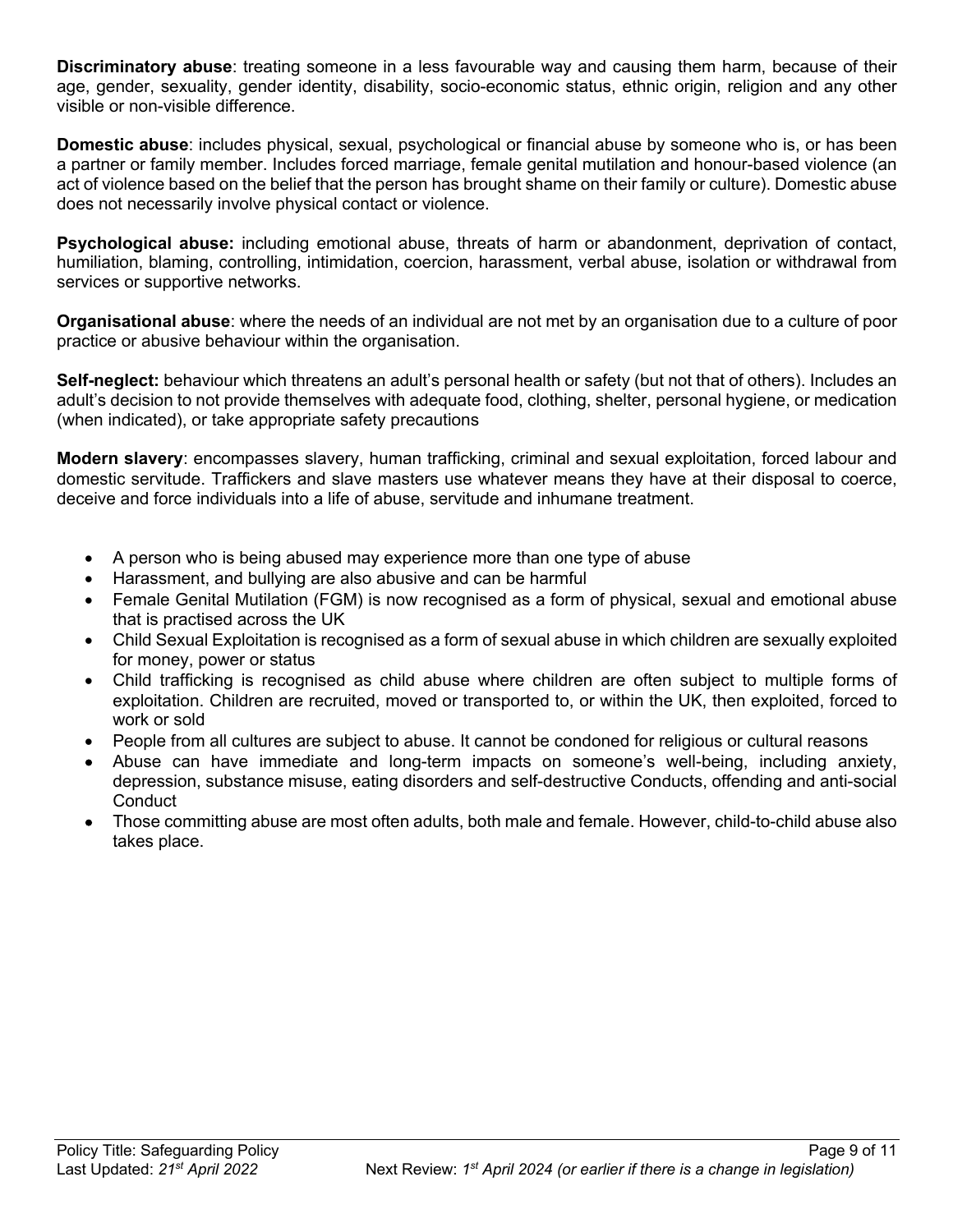**Discriminatory abuse**: treating someone in a less favourable way and causing them harm, because of their age, gender, sexuality, gender identity, disability, socio-economic status, ethnic origin, religion and any other visible or non-visible difference.

**Domestic abuse**: includes physical, sexual, psychological or financial abuse by someone who is, or has been a partner or family member. Includes forced marriage, female genital mutilation and honour-based violence (an act of violence based on the belief that the person has brought shame on their family or culture). Domestic abuse does not necessarily involve physical contact or violence.

**Psychological abuse:** including emotional abuse, threats of harm or abandonment, deprivation of contact, humiliation, blaming, controlling, intimidation, coercion, harassment, verbal abuse, isolation or withdrawal from services or supportive networks.

**Organisational abuse**: where the needs of an individual are not met by an organisation due to a culture of poor practice or abusive behaviour within the organisation.

**Self-neglect:** behaviour which threatens an adult's personal health or safety (but not that of others). Includes an adult's decision to not provide themselves with adequate food, clothing, shelter, personal hygiene, or medication (when indicated), or take appropriate safety precautions

**Modern slavery**: encompasses slavery, human trafficking, criminal and sexual exploitation, forced labour and domestic servitude. Traffickers and slave masters use whatever means they have at their disposal to coerce, deceive and force individuals into a life of abuse, servitude and inhumane treatment.

- A person who is being abused may experience more than one type of abuse
- Harassment, and bullying are also abusive and can be harmful
- Female Genital Mutilation (FGM) is now recognised as a form of physical, sexual and emotional abuse that is practised across the UK
- Child Sexual Exploitation is recognised as a form of sexual abuse in which children are sexually exploited for money, power or status
- Child trafficking is recognised as child abuse where children are often subject to multiple forms of exploitation. Children are recruited, moved or transported to, or within the UK, then exploited, forced to work or sold
- People from all cultures are subject to abuse. It cannot be condoned for religious or cultural reasons
- Abuse can have immediate and long-term impacts on someone's well-being, including anxiety, depression, substance misuse, eating disorders and self-destructive Conducts, offending and anti-social Conduct
- Those committing abuse are most often adults, both male and female. However, child-to-child abuse also takes place.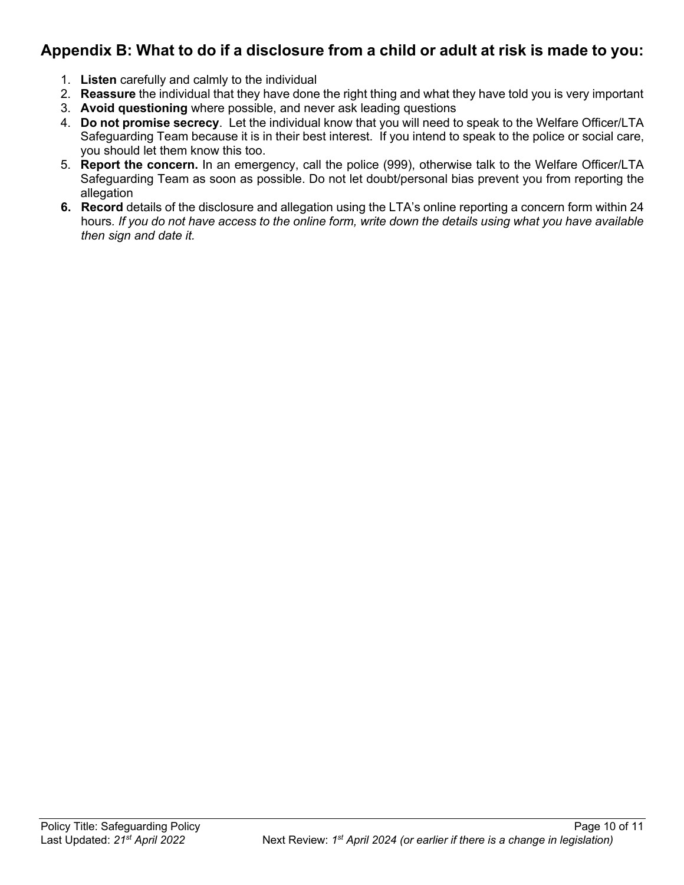## Appendix B: What to do if a disclosure from a child or adult at risk is made to you:

1. **Listen** carefully and calmly to the individual
2. **Reassure** the individual that they have done the right thing and what they have told you is very important
3. **Avoid questioning** where possible, and never ask leading questions
4. **Do not promise secrecy**. Let the individual know that you will need to speak to the Welfare Officer/LTA Safeguarding Team because it is in their best interest. If you intend to speak to the police or social care, you should let them know this too.
5. **Report the concern.** In an emergency, call the police (999), otherwise talk to the Welfare Officer/LTA Safeguarding Team as soon as possible. Do not let doubt/personal bias prevent you from reporting the allegation
6. **Record** details of the disclosure and allegation using the LTA's online reporting a concern form within 24 hours. *If you do not have access to the online form, write down the details using what you have available then sign and date it.*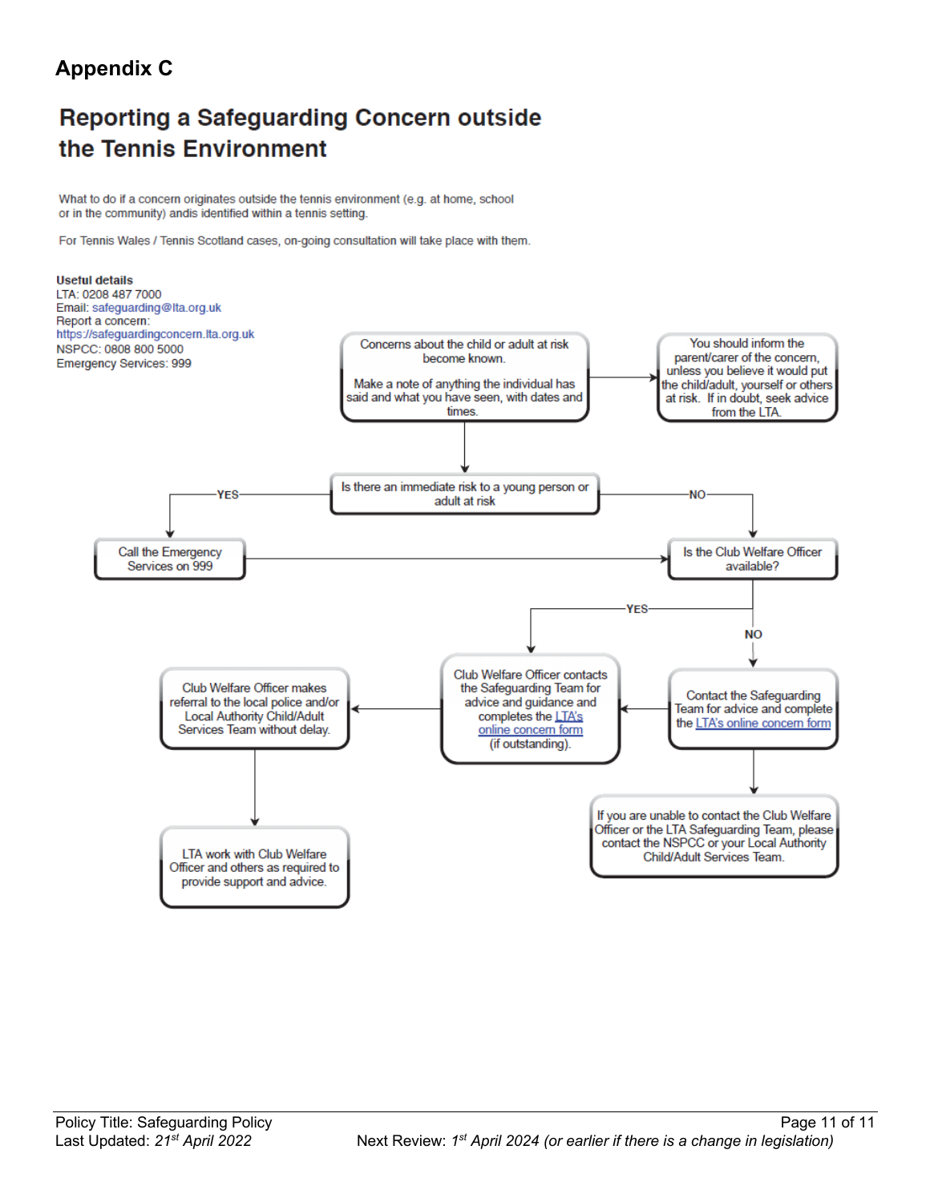## Appendix C

# Reporting a Safeguarding Concern outside the Tennis Environment

What to do if a concern originates outside the tennis environment (e.g. at home, school or in the community) andis identified within a tennis setting.

For Tennis Wales / Tennis Scotland cases, on-going consultation will take place with them.

**Useful details**
LTA: 0208 487 7000
Email: safeguarding@lta.org.uk
Report a concern:
https://safeguardingconcern.lta.org.uk
NSPCC: 0808 800 5000
Emergency Services: 999

Concerns about the child or adult at risk become known.

Make a note of anything the individual has said and what you have seen, with dates and times.

You should inform the parent/carer of the concern, unless you believe it would put the child/adult, yourself or others at risk. If in doubt, seek advice from the LTA.

Is there an immediate risk to a young person or adult at risk

YES

NO

Call the Emergency Services on 999

Is the Club Welfare Officer available?

YES

NO

Club Welfare Officer contacts the Safeguarding Team for advice and guidance and completes the LTA's online concern form (if outstanding).

Contact the Safeguarding Team for advice and complete the LTA's online concern form

Club Welfare Officer makes referral to the local police and/or Local Authority Child/Adult Services Team without delay.

If you are unable to contact the Club Welfare Officer or the LTA Safeguarding Team, please contact the NSPCC or your Local Authority Child/Adult Services Team.

LTA work with Club Welfare Officer and others as required to provide support and advice.

Policy Title: Safeguarding Policy
Last Updated: *21st April 2022*
Next Review: *1st April 2024 (or earlier if there is a change in legislation)*